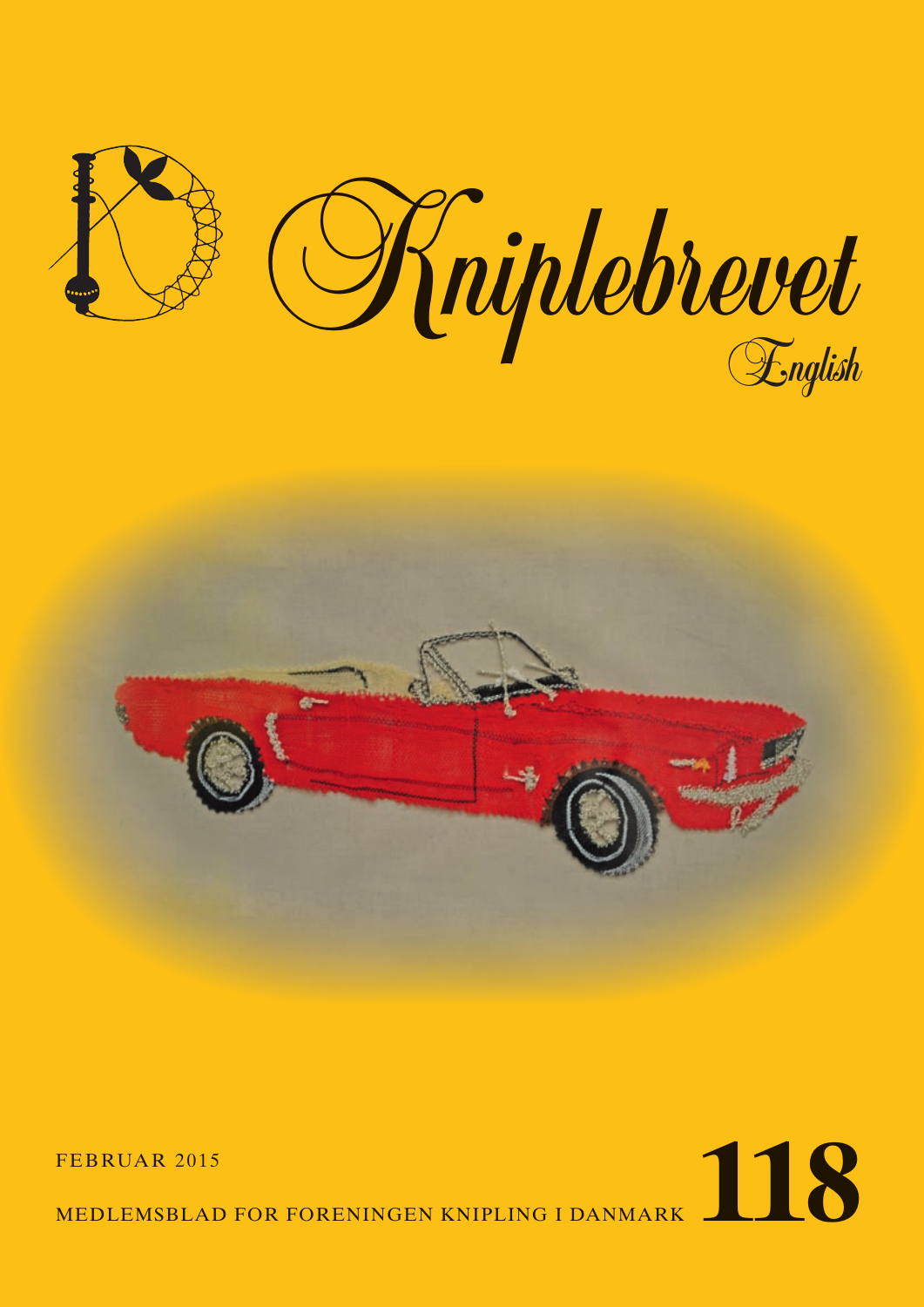# Kniplebrevet

English

FEBRUAR 2015

MEDLEMSBLAD FOR FORENINGEN KNIPLING I DANMARK **118**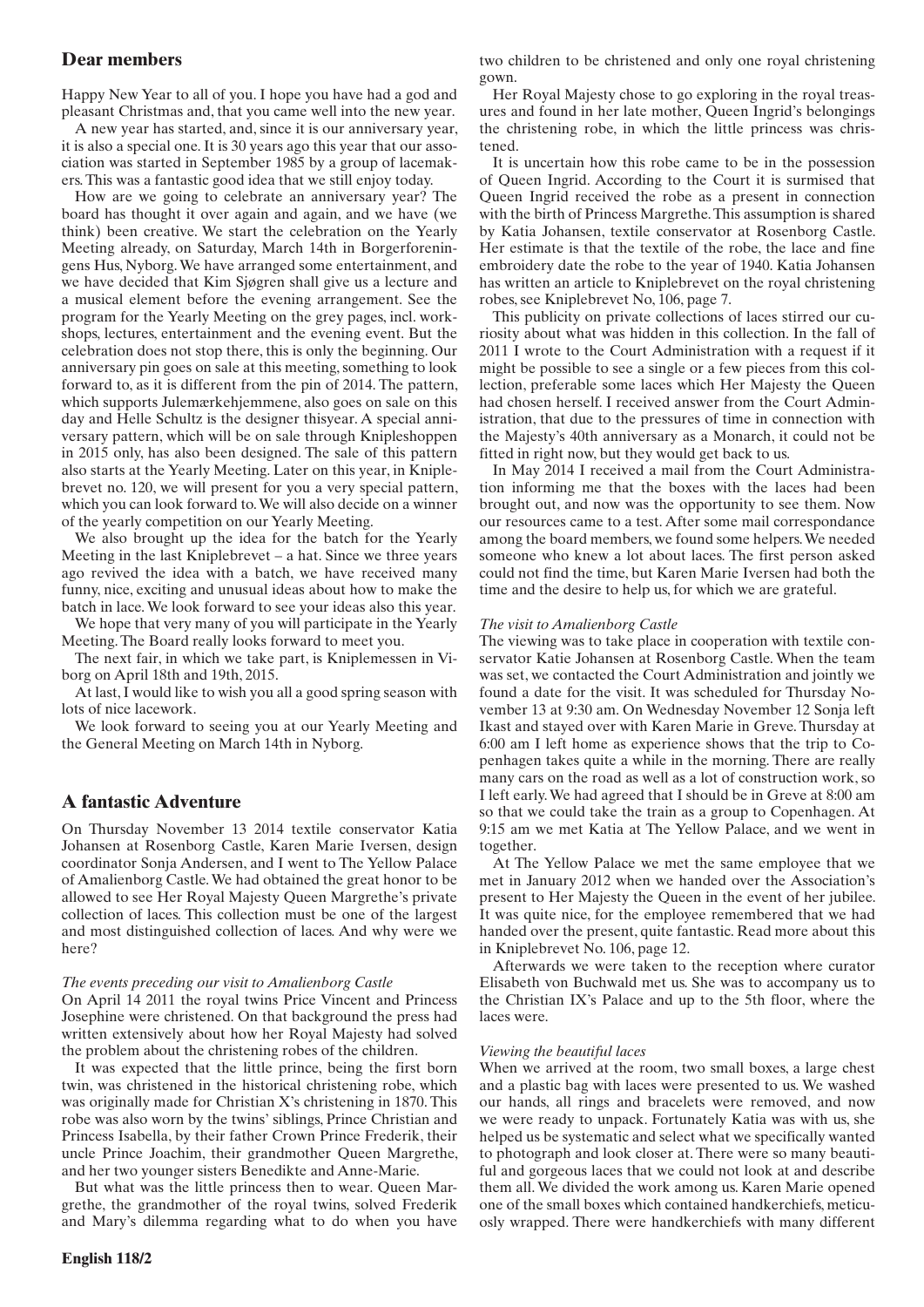## Dear members

Happy New Year to all of you. I hope you have had a god and pleasant Christmas and, that you came well into the new year.

A new year has started, and, since it is our anniversary year, it is also a special one. It is 30 years ago this year that our association was started in September 1985 by a group of lacemakers. This was a fantastic good idea that we still enjoy today.

How are we going to celebrate an anniversary year? The board has thought it over again and again, and we have (we think) been creative. We start the celebration on the Yearly Meeting already, on Saturday, March 14th in Borgerforeningens Hus, Nyborg. We have arranged some entertainment, and we have decided that Kim Sjøgren shall give us a lecture and a musical element before the evening arrangement. See the program for the Yearly Meeting on the grey pages, incl. workshops, lectures, entertainment and the evening event. But the celebration does not stop there, this is only the beginning. Our anniversary pin goes on sale at this meeting, something to look forward to, as it is different from the pin of 2014. The pattern, which supports Julemærkehjemmene, also goes on sale on this day and Helle Schultz is the designer thisyear. A special anniversary pattern, which will be on sale through Knipleshoppen in 2015 only, has also been designed. The sale of this pattern also starts at the Yearly Meeting. Later on this year, in Kniplebrevet no. 120, we will present for you a very special pattern, which you can look forward to. We will also decide on a winner of the yearly competition on our Yearly Meeting.

We also brought up the idea for the batch for the Yearly Meeting in the last Kniplebrevet – a hat. Since we three years ago revived the idea with a batch, we have received many funny, nice, exciting and unusual ideas about how to make the batch in lace. We look forward to see your ideas also this year.

We hope that very many of you will participate in the Yearly Meeting. The Board really looks forward to meet you.

The next fair, in which we take part, is Kniplemessen in Viborg on April 18th and 19th, 2015.

At last, I would like to wish you all a good spring season with lots of nice lacework.

We look forward to seeing you at our Yearly Meeting and the General Meeting on March 14th in Nyborg.

## A fantastic Adventure

On Thursday November 13 2014 textile conservator Katia Johansen at Rosenborg Castle, Karen Marie Iversen, design coordinator Sonja Andersen, and I went to The Yellow Palace of Amalienborg Castle. We had obtained the great honor to be allowed to see Her Royal Majesty Queen Margrethe's private collection of laces. This collection must be one of the largest and most distinguished collection of laces. And why were we here?

*The events preceding our visit to Amalienborg Castle*

On April 14 2011 the royal twins Price Vincent and Princess Josephine were christened. On that background the press had written extensively about how her Royal Majesty had solved the problem about the christening robes of the children.

It was expected that the little prince, being the first born twin, was christened in the historical christening robe, which was originally made for Christian X's christening in 1870. This robe was also worn by the twins' siblings, Prince Christian and Princess Isabella, by their father Crown Prince Frederik, their uncle Prince Joachim, their grandmother Queen Margrethe, and her two younger sisters Benedikte and Anne-Marie.

But what was the little princess then to wear. Queen Margrethe, the grandmother of the royal twins, solved Frederik and Mary's dilemma regarding what to do when you have two children to be christened and only one royal christening gown.

Her Royal Majesty chose to go exploring in the royal treasures and found in her late mother, Queen Ingrid's belongings the christening robe, in which the little princess was christened.

It is uncertain how this robe came to be in the possession of Queen Ingrid. According to the Court it is surmised that Queen Ingrid received the robe as a present in connection with the birth of Princess Margrethe. This assumption is shared by Katia Johansen, textile conservator at Rosenborg Castle. Her estimate is that the textile of the robe, the lace and fine embroidery date the robe to the year of 1940. Katia Johansen has written an article to Kniplebrevet on the royal christening robes, see Kniplebrevet No, 106, page 7.

This publicity on private collections of laces stirred our curiosity about what was hidden in this collection. In the fall of 2011 I wrote to the Court Administration with a request if it might be possible to see a single or a few pieces from this collection, preferable some laces which Her Majesty the Queen had chosen herself. I received answer from the Court Administration, that due to the pressures of time in connection with the Majesty's 40th anniversary as a Monarch, it could not be fitted in right now, but they would get back to us.

In May 2014 I received a mail from the Court Administration informing me that the boxes with the laces had been brought out, and now was the opportunity to see them. Now our resources came to a test. After some mail correspondance among the board members, we found some helpers. We needed someone who knew a lot about laces. The first person asked could not find the time, but Karen Marie Iversen had both the time and the desire to help us, for which we are grateful.

*The visit to Amalienborg Castle*

The viewing was to take place in cooperation with textile conservator Katie Johansen at Rosenborg Castle. When the team was set, we contacted the Court Administration and jointly we found a date for the visit. It was scheduled for Thursday November 13 at 9:30 am. On Wednesday November 12 Sonja left Ikast and stayed over with Karen Marie in Greve. Thursday at 6:00 am I left home as experience shows that the trip to Copenhagen takes quite a while in the morning. There are really many cars on the road as well as a lot of construction work, so I left early. We had agreed that I should be in Greve at 8:00 am so that we could take the train as a group to Copenhagen. At 9:15 am we met Katia at The Yellow Palace, and we went in together.

At The Yellow Palace we met the same employee that we met in January 2012 when we handed over the Association's present to Her Majesty the Queen in the event of her jubilee. It was quite nice, for the employee remembered that we had handed over the present, quite fantastic. Read more about this in Kniplebrevet No. 106, page 12.

Afterwards we were taken to the reception where curator Elisabeth von Buchwald met us. She was to accompany us to the Christian IX's Palace and up to the 5th floor, where the laces were.

*Viewing the beautiful laces*

When we arrived at the room, two small boxes, a large chest and a plastic bag with laces were presented to us. We washed our hands, all rings and bracelets were removed, and now we were ready to unpack. Fortunately Katia was with us, she helped us be systematic and select what we specifically wanted to photograph and look closer at. There were so many beautiful and gorgeous laces that we could not look at and describe them all. We divided the work among us. Karen Marie opened one of the small boxes which contained handkerchiefs, meticuosly wrapped. There were handkerchiefs with many different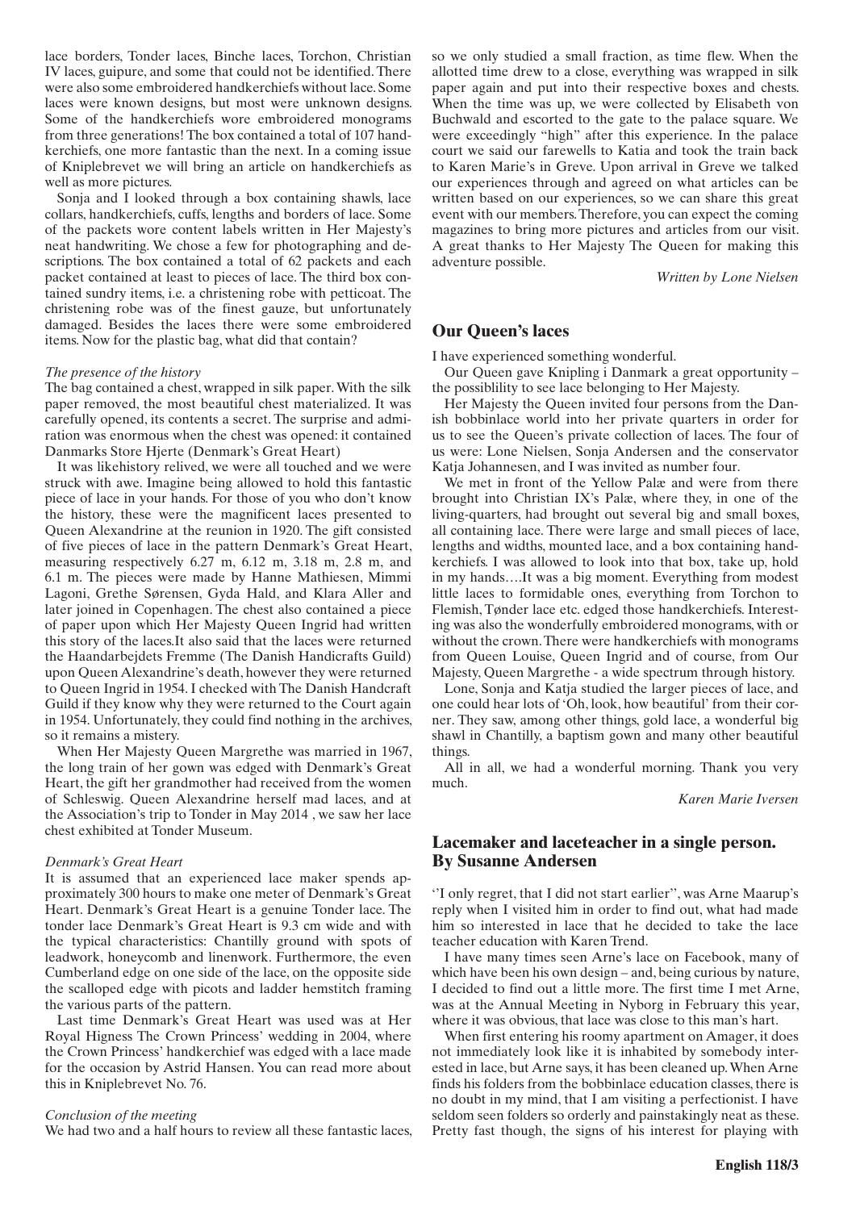lace borders, Tonder laces, Binche laces, Torchon, Christian IV laces, guipure, and some that could not be identified. There were also some embroidered handkerchiefs without lace. Some laces were known designs, but most were unknown designs. Some of the handkerchiefs wore embroidered monograms from three generations! The box contained a total of 107 handkerchiefs, one more fantastic than the next. In a coming issue of Kniplebrevet we will bring an article on handkerchiefs as well as more pictures.

Sonja and I looked through a box containing shawls, lace collars, handkerchiefs, cuffs, lengths and borders of lace. Some of the packets wore content labels written in Her Majesty's neat handwriting. We chose a few for photographing and descriptions. The box contained a total of 62 packets and each packet contained at least to pieces of lace. The third box contained sundry items, i.e. a christening robe with petticoat. The christening robe was of the finest gauze, but unfortunately damaged. Besides the laces there were some embroidered items. Now for the plastic bag, what did that contain?

*The presence of the history*

The bag contained a chest, wrapped in silk paper. With the silk paper removed, the most beautiful chest materialized. It was carefully opened, its contents a secret. The surprise and admiration was enormous when the chest was opened: it contained Danmarks Store Hjerte (Denmark's Great Heart)

It was likehistory relived, we were all touched and we were struck with awe. Imagine being allowed to hold this fantastic piece of lace in your hands. For those of you who don't know the history, these were the magnificent laces presented to Queen Alexandrine at the reunion in 1920. The gift consisted of five pieces of lace in the pattern Denmark's Great Heart, measuring respectively 6.27 m, 6.12 m, 3.18 m, 2.8 m, and 6.1 m. The pieces were made by Hanne Mathiesen, Mimmi Lagoni, Grethe Sørensen, Gyda Hald, and Klara Aller and later joined in Copenhagen. The chest also contained a piece of paper upon which Her Majesty Queen Ingrid had written this story of the laces.It also said that the laces were returned the Haandarbejdets Fremme (The Danish Handicrafts Guild) upon Queen Alexandrine's death, however they were returned to Queen Ingrid in 1954. I checked with The Danish Handcraft Guild if they know why they were returned to the Court again in 1954. Unfortunately, they could find nothing in the archives, so it remains a mistery.

When Her Majesty Queen Margrethe was married in 1967, the long train of her gown was edged with Denmark's Great Heart, the gift her grandmother had received from the women of Schleswig. Queen Alexandrine herself mad laces, and at the Association's trip to Tonder in May 2014 , we saw her lace chest exhibited at Tonder Museum.

*Denmark's Great Heart*

It is assumed that an experienced lace maker spends approximately 300 hours to make one meter of Denmark's Great Heart. Denmark's Great Heart is a genuine Tonder lace. The tonder lace Denmark's Great Heart is 9.3 cm wide and with the typical characteristics: Chantilly ground with spots of leadwork, honeycomb and linenwork. Furthermore, the even Cumberland edge on one side of the lace, on the opposite side the scalloped edge with picots and ladder hemstitch framing the various parts of the pattern.

Last time Denmark's Great Heart was used was at Her Royal Highness The Crown Princess' wedding in 2004, where the Crown Princess' handkerchief was edged with a lace made for the occasion by Astrid Hansen. You can read more about this in Kniplebrevet No. 76.

*Conclusion of the meeting*

We had two and a half hours to review all these fantastic laces, so we only studied a small fraction, as time flew. When the allotted time drew to a close, everything was wrapped in silk paper again and put into their respective boxes and chests. When the time was up, we were collected by Elisabeth von Buchwald and escorted to the gate to the palace square. We were exceedingly "high" after this experience. In the palace court we said our farewells to Katia and took the train back to Karen Marie's in Greve. Upon arrival in Greve we talked our experiences through and agreed on what articles can be written based on our experiences, so we can share this great event with our members. Therefore, you can expect the coming magazines to bring more pictures and articles from our visit. A great thanks to Her Majesty The Queen for making this adventure possible.

*Written by Lone Nielsen*

## Our Queen's laces

I have experienced something wonderful.

Our Queen gave Knipling i Danmark a great opportunity – the possiblility to see lace belonging to Her Majesty.

Her Majesty the Queen invited four persons from the Danish bobbinlace world into her private quarters in order for us to see the Queen's private collection of laces. The four of us were: Lone Nielsen, Sonja Andersen and the conservator Katja Johannesen, and I was invited as number four.

We met in front of the Yellow Palæ and were from there brought into Christian IX's Palæ, where they, in one of the living-quarters, had brought out several big and small boxes, all containing lace. There were large and small pieces of lace, lengths and widths, mounted lace, and a box containing handkerchiefs. I was allowed to look into that box, take up, hold in my hands….It was a big moment. Everything from modest little laces to formidable ones, everything from Torchon to Flemish, Tønder lace etc. edged those handkerchiefs. Interesting was also the wonderfully embroidered monograms, with or without the crown. There were handkerchiefs with monograms from Queen Louise, Queen Ingrid and of course, from Our Majesty, Queen Margrethe - a wide spectrum through history.

Lone, Sonja and Katja studied the larger pieces of lace, and one could hear lots of 'Oh, look, how beautiful' from their corner. They saw, among other things, gold lace, a wonderful big shawl in Chantilly, a baptism gown and many other beautiful things.

All in all, we had a wonderful morning. Thank you very much.

*Karen Marie Iversen*

## Lacemaker and laceteacher in a single person. By Susanne Andersen

''I only regret, that I did not start earlier'', was Arne Maarup's reply when I visited him in order to find out, what had made him so interested in lace that he decided to take the lace teacher education with Karen Trend.

I have many times seen Arne's lace on Facebook, many of which have been his own design – and, being curious by nature, I decided to find out a little more. The first time I met Arne, was at the Annual Meeting in Nyborg in February this year, where it was obvious, that lace was close to this man's hart.

When first entering his roomy apartment on Amager, it does not immediately look like it is inhabited by somebody interested in lace, but Arne says, it has been cleaned up. When Arne finds his folders from the bobbinlace education classes, there is no doubt in my mind, that I am visiting a perfectionist. I have seldom seen folders so orderly and painstakingly neat as these. Pretty fast though, the signs of his interest for playing with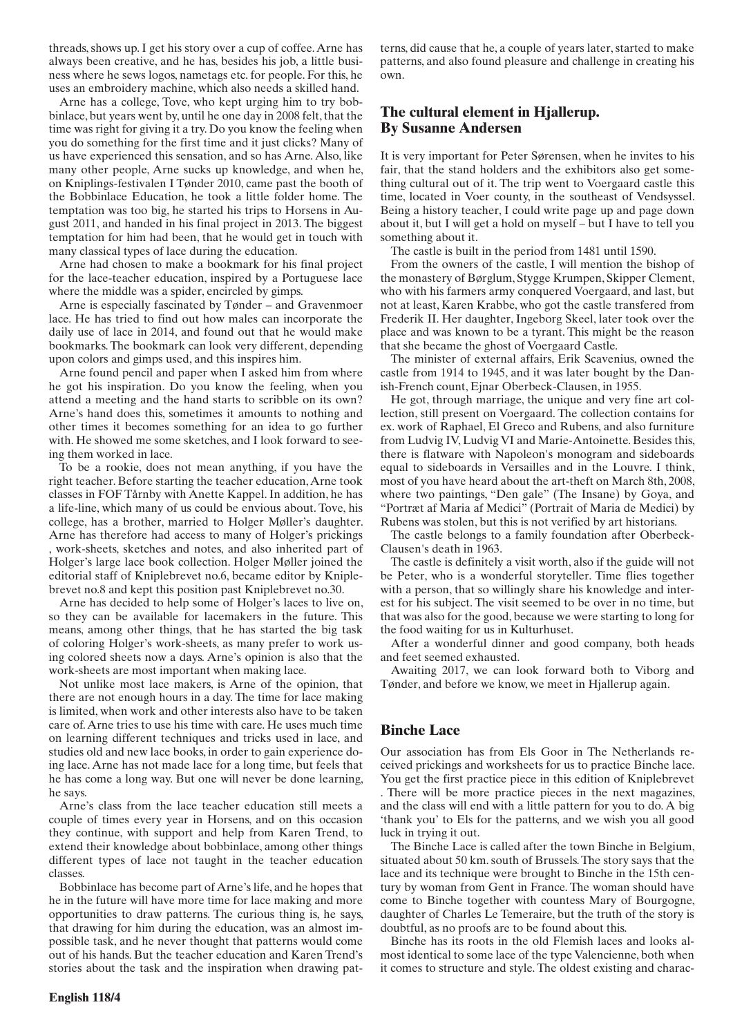threads, shows up. I get his story over a cup of coffee. Arne has always been creative, and he has, besides his job, a little business where he sews logos, nametags etc. for people. For this, he uses an embroidery machine, which also needs a skilled hand.

Arne has a college, Tove, who kept urging him to try bobbinlace, but years went by, until he one day in 2008 felt, that the time was right for giving it a try. Do you know the feeling when you do something for the first time and it just clicks? Many of us have experienced this sensation, and so has Arne. Also, like many other people, Arne sucks up knowledge, and when he, on Kniplings-festivalen I Tønder 2010, came past the booth of the Bobbinlace Education, he took a little folder home. The temptation was too big, he started his trips to Horsens in August 2011, and handed in his final project in 2013. The biggest temptation for him had been, that he would get in touch with many classical types of lace during the education.

Arne had chosen to make a bookmark for his final project for the lace-teacher education, inspired by a Portuguese lace where the middle was a spider, encircled by gimps.

Arne is especially fascinated by Tønder – and Gravenmoer lace. He has tried to find out how males can incorporate the daily use of lace in 2014, and found out that he would make bookmarks. The bookmark can look very different, depending upon colors and gimps used, and this inspires him.

Arne found pencil and paper when I asked him from where he got his inspiration. Do you know the feeling, when you attend a meeting and the hand starts to scribble on its own? Arne's hand does this, sometimes it amounts to nothing and other times it becomes something for an idea to go further with. He showed me some sketches, and I look forward to seeing them worked in lace.

To be a rookie, does not mean anything, if you have the right teacher. Before starting the teacher education, Arne took classes in FOF Tårnby with Anette Kappel. In addition, he has a life-line, which many of us could be envious about. Tove, his college, has a brother, married to Holger Møller's daughter. Arne has therefore had access to many of Holger's prickings , work-sheets, sketches and notes, and also inherited part of Holger's large lace book collection. Holger Møller joined the editorial staff of Kniplebrevet no.6, became editor by Kniplebrevet no.8 and kept this position past Kniplebrevet no.30.

Arne has decided to help some of Holger's laces to live on, so they can be available for lacemakers in the future. This means, among other things, that he has started the big task of coloring Holger's work-sheets, as many prefer to work using colored sheets now a days. Arne's opinion is also that the work-sheets are most important when making lace.

Not unlike most lace makers, is Arne of the opinion, that there are not enough hours in a day. The time for lace making is limited, when work and other interests also have to be taken care of. Arne tries to use his time with care. He uses much time on learning different techniques and tricks used in lace, and studies old and new lace books, in order to gain experience doing lace. Arne has not made lace for a long time, but feels that he has come a long way. But one will never be done learning, he says.

Arne's class from the lace teacher education still meets a couple of times every year in Horsens, and on this occasion they continue, with support and help from Karen Trend, to extend their knowledge about bobbinlace, among other things different types of lace not taught in the teacher education classes.

Bobbinlace has become part of Arne's life, and he hopes that he in the future will have more time for lace making and more opportunities to draw patterns. The curious thing is, he says, that drawing for him during the education, was an almost impossible task, and he never thought that patterns would come out of his hands. But the teacher education and Karen Trend's stories about the task and the inspiration when drawing patterns, did cause that he, a couple of years later, started to make patterns, and also found pleasure and challenge in creating his own.

## The cultural element in Hjallerup. By Susanne Andersen

It is very important for Peter Sørensen, when he invites to his fair, that the stand holders and the exhibitors also get something cultural out of it. The trip went to Voergaard castle this time, located in Voer county, in the southeast of Vendsyssel. Being a history teacher, I could write page up and page down about it, but I will get a hold on myself – but I have to tell you something about it.

The castle is built in the period from 1481 until 1590.

From the owners of the castle, I will mention the bishop of the monastery of Børglum, Stygge Krumpen, Skipper Clement, who with his farmers army conquered Voergaard, and last, but not at least, Karen Krabbe, who got the castle transfered from Frederik II. Her daughter, Ingeborg Skeel, later took over the place and was known to be a tyrant. This might be the reason that she became the ghost of Voergaard Castle.

The minister of external affairs, Erik Scavenius, owned the castle from 1914 to 1945, and it was later bought by the Danish-French count, Ejnar Oberbeck-Clausen, in 1955.

He got, through marriage, the unique and very fine art collection, still present on Voergaard. The collection contains for ex. work of Raphael, El Greco and Rubens, and also furniture from Ludvig IV, Ludvig VI and Marie-Antoinette. Besides this, there is flatware with Napoleon's monogram and sideboards equal to sideboards in Versailles and in the Louvre. I think, most of you have heard about the art-theft on March 8th, 2008, where two paintings, "Den gale" (The Insane) by Goya, and "Portræt af Maria af Medici" (Portrait of Maria de Medici) by Rubens was stolen, but this is not verified by art historians.

The castle belongs to a family foundation after Oberbeck-Clausen's death in 1963.

The castle is definitely a visit worth, also if the guide will not be Peter, who is a wonderful storyteller. Time flies together with a person, that so willingly share his knowledge and interest for his subject. The visit seemed to be over in no time, but that was also for the good, because we were starting to long for the food waiting for us in Kulturhuset.

After a wonderful dinner and good company, both heads and feet seemed exhausted.

Awaiting 2017, we can look forward both to Viborg and Tønder, and before we know, we meet in Hjallerup again.

## Binche Lace

Our association has from Els Goor in The Netherlands received prickings and worksheets for us to practice Binche lace. You get the first practice piece in this edition of Kniplebrevet . There will be more practice pieces in the next magazines, and the class will end with a little pattern for you to do. A big 'thank you' to Els for the patterns, and we wish you all good luck in trying it out.

The Binche Lace is called after the town Binche in Belgium, situated about 50 km. south of Brussels. The story says that the lace and its technique were brought to Binche in the 15th century by woman from Gent in France. The woman should have come to Binche together with countess Mary of Bourgogne, daughter of Charles Le Temeraire, but the truth of the story is doubtful, as no proofs are to be found about this.

Binche has its roots in the old Flemish laces and looks almost identical to some lace of the type Valencienne, both when it comes to structure and style. The oldest existing and charac-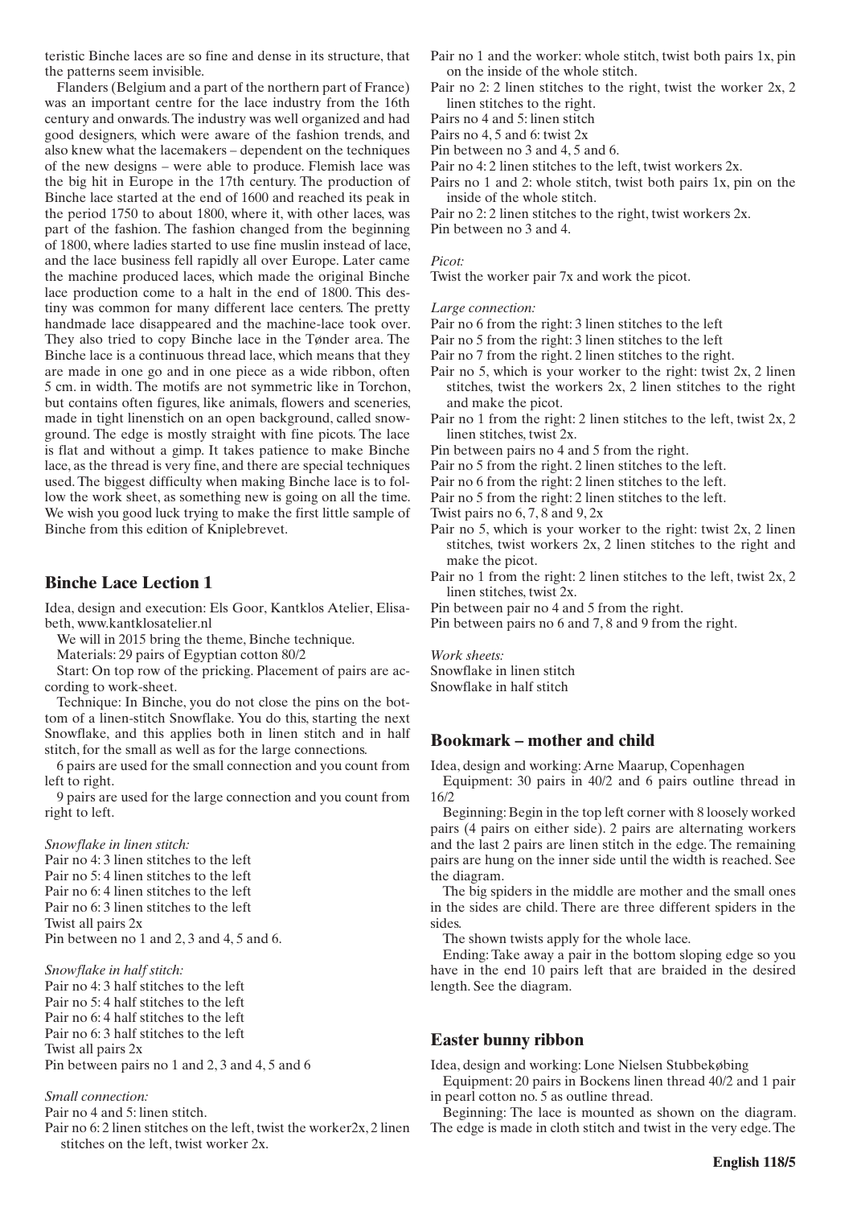teristic Binche laces are so fine and dense in its structure, that the patterns seem invisible.

Flanders (Belgium and a part of the northern part of France) was an important centre for the lace industry from the 16th century and onwards. The industry was well organized and had good designers, which were aware of the fashion trends, and also knew what the lacemakers – dependent on the techniques of the new designs – were able to produce. Flemish lace was the big hit in Europe in the 17th century. The production of Binche lace started at the end of 1600 and reached its peak in the period 1750 to about 1800, where it, with other laces, was part of the fashion. The fashion changed from the beginning of 1800, where ladies started to use fine muslin instead of lace, and the lace business fell rapidly all over Europe. Later came the machine produced laces, which made the original Binche lace production come to a halt in the end of 1800. This destiny was common for many different lace centers. The pretty handmade lace disappeared and the machine-lace took over. They also tried to copy Binche lace in the Tønder area. The Binche lace is a continuous thread lace, which means that they are made in one go and in one piece as a wide ribbon, often 5 cm. in width. The motifs are not symmetric like in Torchon, but contains often figures, like animals, flowers and sceneries, made in tight linenstich on an open background, called snowground. The edge is mostly straight with fine picots. The lace is flat and without a gimp. It takes patience to make Binche lace, as the thread is very fine, and there are special techniques used. The biggest difficulty when making Binche lace is to follow the work sheet, as something new is going on all the time. We wish you good luck trying to make the first little sample of Binche from this edition of Kniplebrevet.

## Binche Lace Lection 1

Idea, design and execution: Els Goor, Kantklos Atelier, Elisabeth, www.kantklosatelier.nl

We will in 2015 bring the theme, Binche technique.

Materials: 29 pairs of Egyptian cotton 80/2

Start: On top row of the pricking. Placement of pairs are according to work-sheet.

Technique: In Binche, you do not close the pins on the bottom of a linen-stitch Snowflake. You do this, starting the next Snowflake, and this applies both in linen stitch and in half stitch, for the small as well as for the large connections.

6 pairs are used for the small connection and you count from left to right.

9 pairs are used for the large connection and you count from right to left.

*Snowflake in linen stitch:*
Pair no 4: 3 linen stitches to the left
Pair no 5: 4 linen stitches to the left
Pair no 6: 4 linen stitches to the left
Pair no 6: 3 linen stitches to the left
Twist all pairs 2x
Pin between no 1 and 2, 3 and 4, 5 and 6.

*Snowflake in half stitch:*
Pair no 4: 3 half stitches to the left
Pair no 5: 4 half stitches to the left
Pair no 6: 4 half stitches to the left
Pair no 6: 3 half stitches to the left
Twist all pairs 2x
Pin between pairs no 1 and 2, 3 and 4, 5 and 6

*Small connection:*
Pair no 4 and 5: linen stitch.
Pair no 6: 2 linen stitches on the left, twist the worker2x, 2 linen stitches on the left, twist worker 2x.
Pair no 1 and the worker: whole stitch, twist both pairs 1x, pin on the inside of the whole stitch.
Pair no 2: 2 linen stitches to the right, twist the worker 2x, 2 linen stitches to the right.
Pairs no 4 and 5: linen stitch
Pairs no 4, 5 and 6: twist 2x
Pin between no 3 and 4, 5 and 6.
Pair no 4: 2 linen stitches to the left, twist workers 2x.
Pairs no 1 and 2: whole stitch, twist both pairs 1x, pin on the inside of the whole stitch.
Pair no 2: 2 linen stitches to the right, twist workers 2x.
Pin between no 3 and 4.

*Picot:*
Twist the worker pair 7x and work the picot.

*Large connection:*
Pair no 6 from the right: 3 linen stitches to the left
Pair no 5 from the right: 3 linen stitches to the left
Pair no 7 from the right. 2 linen stitches to the right.
Pair no 5, which is your worker to the right: twist 2x, 2 linen stitches, twist the workers 2x, 2 linen stitches to the right and make the picot.
Pair no 1 from the right: 2 linen stitches to the left, twist 2x, 2 linen stitches, twist 2x.
Pin between pairs no 4 and 5 from the right.
Pair no 5 from the right. 2 linen stitches to the left.
Pair no 6 from the right: 2 linen stitches to the left.
Pair no 5 from the right: 2 linen stitches to the left.
Twist pairs no 6, 7, 8 and 9, 2x
Pair no 5, which is your worker to the right: twist 2x, 2 linen stitches, twist workers 2x, 2 linen stitches to the right and make the picot.
Pair no 1 from the right: 2 linen stitches to the left, twist 2x, 2 linen stitches, twist 2x.
Pin between pair no 4 and 5 from the right.
Pin between pairs no 6 and 7, 8 and 9 from the right.

*Work sheets:*
Snowflake in linen stitch
Snowflake in half stitch

## Bookmark – mother and child

Idea, design and working: Arne Maarup, Copenhagen

Equipment: 30 pairs in 40/2 and 6 pairs outline thread in 16/2

Beginning: Begin in the top left corner with 8 loosely worked pairs (4 pairs on either side). 2 pairs are alternating workers and the last 2 pairs are linen stitch in the edge. The remaining pairs are hung on the inner side until the width is reached. See the diagram.

The big spiders in the middle are mother and the small ones in the sides are child. There are three different spiders in the sides.

The shown twists apply for the whole lace.

Ending: Take away a pair in the bottom sloping edge so you have in the end 10 pairs left that are braided in the desired length. See the diagram.

## Easter bunny ribbon

Idea, design and working: Lone Nielsen Stubbekøbing

Equipment: 20 pairs in Bockens linen thread 40/2 and 1 pair in pearl cotton no. 5 as outline thread.

Beginning: The lace is mounted as shown on the diagram. The edge is made in cloth stitch and twist in the very edge. The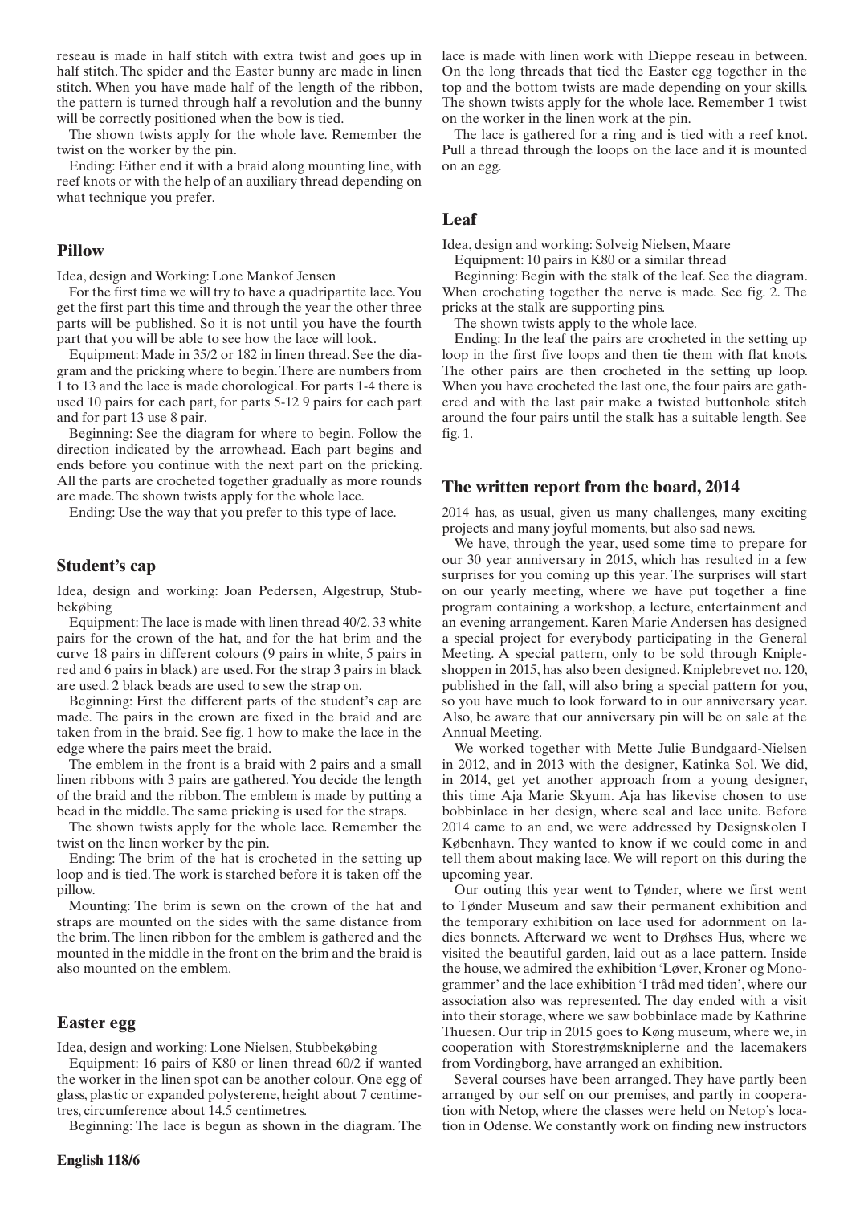reseau is made in half stitch with extra twist and goes up in half stitch. The spider and the Easter bunny are made in linen stitch. When you have made half of the length of the ribbon, the pattern is turned through half a revolution and the bunny will be correctly positioned when the bow is tied.

The shown twists apply for the whole lave. Remember the twist on the worker by the pin.

Ending: Either end it with a braid along mounting line, with reef knots or with the help of an auxiliary thread depending on what technique you prefer.

## Pillow

Idea, design and Working: Lone Mankof Jensen

For the first time we will try to have a quadripartite lace. You get the first part this time and through the year the other three parts will be published. So it is not until you have the fourth part that you will be able to see how the lace will look.

Equipment: Made in 35/2 or 182 in linen thread. See the diagram and the pricking where to begin. There are numbers from 1 to 13 and the lace is made chorological. For parts 1-4 there is used 10 pairs for each part, for parts 5-12 9 pairs for each part and for part 13 use 8 pair.

Beginning: See the diagram for where to begin. Follow the direction indicated by the arrowhead. Each part begins and ends before you continue with the next part on the pricking. All the parts are crocheted together gradually as more rounds are made. The shown twists apply for the whole lace.

Ending: Use the way that you prefer to this type of lace.

## Student's cap

Idea, design and working: Joan Pedersen, Algestrup, Stubbekøbing

Equipment: The lace is made with linen thread 40/2. 33 white pairs for the crown of the hat, and for the hat brim and the curve 18 pairs in different colours (9 pairs in white, 5 pairs in red and 6 pairs in black) are used. For the strap 3 pairs in black are used. 2 black beads are used to sew the strap on.

Beginning: First the different parts of the student's cap are made. The pairs in the crown are fixed in the braid and are taken from in the braid. See fig. 1 how to make the lace in the edge where the pairs meet the braid.

The emblem in the front is a braid with 2 pairs and a small linen ribbons with 3 pairs are gathered. You decide the length of the braid and the ribbon. The emblem is made by putting a bead in the middle. The same pricking is used for the straps.

The shown twists apply for the whole lace. Remember the twist on the linen worker by the pin.

Ending: The brim of the hat is crocheted in the setting up loop and is tied. The work is starched before it is taken off the pillow.

Mounting: The brim is sewn on the crown of the hat and straps are mounted on the sides with the same distance from the brim. The linen ribbon for the emblem is gathered and the mounted in the middle in the front on the brim and the braid is also mounted on the emblem.

## Easter egg

Idea, design and working: Lone Nielsen, Stubbekøbing

Equipment: 16 pairs of K80 or linen thread 60/2 if wanted the worker in the linen spot can be another colour. One egg of glass, plastic or expanded polysterene, height about 7 centimetres, circumference about 14.5 centimetres.

Beginning: The lace is begun as shown in the diagram. The lace is made with linen work with Dieppe reseau in between. On the long threads that tied the Easter egg together in the top and the bottom twists are made depending on your skills. The shown twists apply for the whole lace. Remember 1 twist on the worker in the linen work at the pin.

The lace is gathered for a ring and is tied with a reef knot. Pull a thread through the loops on the lace and it is mounted on an egg.

## Leaf

Idea, design and working: Solveig Nielsen, Maare

Equipment: 10 pairs in K80 or a similar thread

Beginning: Begin with the stalk of the leaf. See the diagram. When crocheting together the nerve is made. See fig. 2. The pricks at the stalk are supporting pins.

The shown twists apply to the whole lace.

Ending: In the leaf the pairs are crocheted in the setting up loop in the first five loops and then tie them with flat knots. The other pairs are then crocheted in the setting up loop. When you have crocheted the last one, the four pairs are gathered and with the last pair make a twisted buttonhole stitch around the four pairs until the stalk has a suitable length. See fig. 1.

## The written report from the board, 2014

2014 has, as usual, given us many challenges, many exciting projects and many joyful moments, but also sad news.

We have, through the year, used some time to prepare for our 30 year anniversary in 2015, which has resulted in a few surprises for you coming up this year. The surprises will start on our yearly meeting, where we have put together a fine program containing a workshop, a lecture, entertainment and an evening arrangement. Karen Marie Andersen has designed a special project for everybody participating in the General Meeting. A special pattern, only to be sold through Knipleshoppen in 2015, has also been designed. Kniplebrevet no. 120, published in the fall, will also bring a special pattern for you, so you have much to look forward to in our anniversary year. Also, be aware that our anniversary pin will be on sale at the Annual Meeting.

We worked together with Mette Julie Bundgaard-Nielsen in 2012, and in 2013 with the designer, Katinka Sol. We did, in 2014, get yet another approach from a young designer, this time Aja Marie Skyum. Aja has likewise chosen to use bobbinlace in her design, where seal and lace unite. Before 2014 came to an end, we were addressed by Designskolen I København. They wanted to know if we could come in and tell them about making lace. We will report on this during the upcoming year.

Our outing this year went to Tønder, where we first went to Tønder Museum and saw their permanent exhibition and the temporary exhibition on lace used for adornment on ladies bonnets. Afterward we went to Drøhses Hus, where we visited the beautiful garden, laid out as a lace pattern. Inside the house, we admired the exhibition 'Løver, Kroner og Monogrammer' and the lace exhibition 'I tråd med tiden', where our association also was represented. The day ended with a visit into their storage, where we saw bobbinlace made by Kathrine Thuesen. Our trip in 2015 goes to Køng museum, where we, in cooperation with Storestrømskniplerne and the lacemakers from Vordingborg, have arranged an exhibition.

Several courses have been arranged. They have partly been arranged by our self on our premises, and partly in cooperation with Netop, where the classes were held on Netop's location in Odense. We constantly work on finding new instructors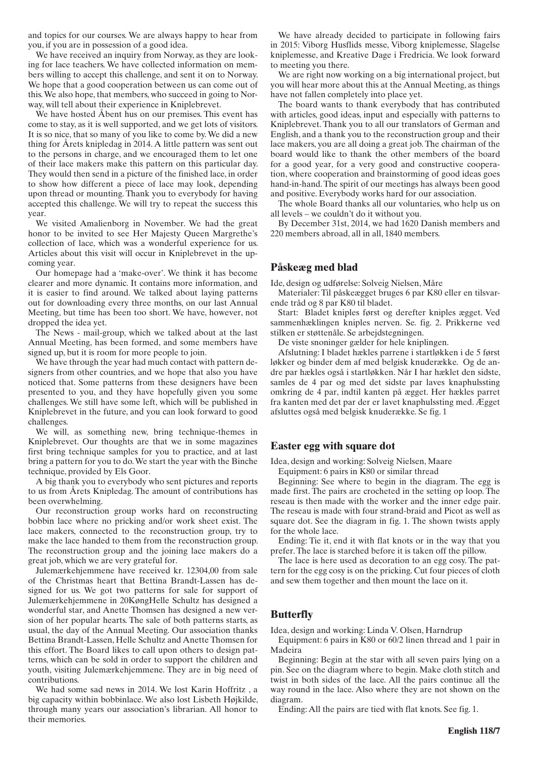and topics for our courses. We are always happy to hear from you, if you are in possession of a good idea.

We have received an inquiry from Norway, as they are looking for lace teachers. We have collected information on members willing to accept this challenge, and sent it on to Norway. We hope that a good cooperation between us can come out of this. We also hope, that members, who succeed in going to Norway, will tell about their experience in Kniplebrevet.

We have hosted Åbent hus on our premises. This event has come to stay, as it is well supported, and we get lots of visitors. It is so nice, that so many of you like to come by. We did a new thing for Årets knipledag in 2014. A little pattern was sent out to the persons in charge, and we encouraged them to let one of their lace makers make this pattern on this particular day. They would then send in a picture of the finished lace, in order to show how different a piece of lace may look, depending upon thread or mounting. Thank you to everybody for having accepted this challenge. We will try to repeat the success this year.

We visited Amalienborg in November. We had the great honor to be invited to see Her Majesty Queen Margrethe's collection of lace, which was a wonderful experience for us. Articles about this visit will occur in Kniplebrevet in the upcoming year.

Our homepage had a 'make-over'. We think it has become clearer and more dynamic. It contains more information, and it is easier to find around. We talked about laying patterns out for downloading every three months, on our last Annual Meeting, but time has been too short. We have, however, not dropped the idea yet.

The News - mail-group, which we talked about at the last Annual Meeting, has been formed, and some members have signed up, but it is room for more people to join.

We have through the year had much contact with pattern designers from other countries, and we hope that also you have noticed that. Some patterns from these designers have been presented to you, and they have hopefully given you some challenges. We still have some left, which will be published in Kniplebrevet in the future, and you can look forward to good challenges.

We will, as something new, bring technique-themes in Kniplebrevet. Our thoughts are that we in some magazines first bring technique samples for you to practice, and at last bring a pattern for you to do. We start the year with the Binche technique, provided by Els Goor.

A big thank you to everybody who sent pictures and reports to us from Årets Knipledag. The amount of contributions has been overwhelming.

Our reconstruction group works hard on reconstructing bobbin lace where no pricking and/or work sheet exist. The lace makers, connected to the reconstruction group, try to make the lace handed to them from the reconstruction group. The reconstruction group and the joining lace makers do a great job, which we are very grateful for.

Julemærkehjemmene have received kr. 12304,00 from sale of the Christmas heart that Bettina Brandt-Lassen has designed for us. We got two patterns for sale for support of Julemærkehjemmene in 20KøngHelle Schultz has designed a wonderful star, and Anette Thomsen has designed a new version of her popular hearts. The sale of both patterns starts, as usual, the day of the Annual Meeting. Our association thanks Bettina Brandt-Lassen, Helle Schultz and Anette Thomsen for this effort. The Board likes to call upon others to design patterns, which can be sold in order to support the children and youth, visiting Julemærkehjemmene. They are in big need of contributions.

We had some sad news in 2014. We lost Karin Hoffritz , a big capacity within bobbinlace. We also lost Lisbeth Højkilde, through many years our association's librarian. All honor to their memories.

We have already decided to participate in following fairs in 2015: Viborg Husflids messe, Viborg kniplemesse, Slagelse kniplemesse, and Kreative Dage i Fredricia. We look forward to meeting you there.

We are right now working on a big international project, but you will hear more about this at the Annual Meeting, as things have not fallen completely into place yet.

The board wants to thank everybody that has contributed with articles, good ideas, input and especially with patterns to Kniplebrevet. Thank you to all our translators of German and English, and a thank you to the reconstruction group and their lace makers, you are all doing a great job. The chairman of the board would like to thank the other members of the board for a good year, for a very good and constructive cooperation, where cooperation and brainstorming of good ideas goes hand-in-hand. The spirit of our meetings has always been good and positive. Everybody works hard for our association.

The whole Board thanks all our voluntaries, who help us on all levels – we couldn't do it without you.

By December 31st, 2014, we had 1620 Danish members and 220 members abroad, all in all, 1840 members.

## Påskeæg med blad

Ide, design og udførelse: Solveig Nielsen, Måre

Materialer: Til påskeægget bruges 6 par K80 eller en tilsvarende tråd og 8 par K80 til bladet.

Start: Bladet kniples først og derefter kniples ægget. Ved sammenhæklingen kniples nerven. Se. fig. 2. Prikkerne ved stilken er støttenåle. Se arbejdstegningen.

De viste snoninger gælder for hele kniplingen.

Afslutning: I bladet hækles parrene i startløkken i de 5 først løkker og binder dem af med belgisk knuderække. Og de andre par hækles også i startløkken. Når I har hæklet den sidste, samles de 4 par og med det sidste par laves knaphulssting omkring de 4 par, indtil kanten på ægget. Her hækles parret fra kanten med det par der er lavet knaphulssting med. Ægget afsluttes også med belgisk knuderække. Se fig. 1

## Easter egg with square dot

Idea, design and working: Solveig Nielsen, Maare

Equipment: 6 pairs in K80 or similar thread

Beginning: See where to begin in the diagram. The egg is made first. The pairs are crocheted in the setting op loop. The reseau is then made with the worker and the inner edge pair. The reseau is made with four strand-braid and Picot as well as square dot. See the diagram in fig. 1. The shown twists apply for the whole lace.

Ending: Tie it, end it with flat knots or in the way that you prefer. The lace is starched before it is taken off the pillow.

The lace is here used as decoration to an egg cosy. The pattern for the egg cosy is on the pricking. Cut four pieces of cloth and sew them together and then mount the lace on it.

## Butterfly

Idea, design and working: Linda V. Olsen, Harndrup

Equipment: 6 pairs in K80 or 60/2 linen thread and 1 pair in Madeira

Beginning: Begin at the star with all seven pairs lying on a pin. See on the diagram where to begin. Make cloth stitch and twist in both sides of the lace. All the pairs continue all the way round in the lace. Also where they are not shown on the diagram.

Ending: All the pairs are tied with flat knots. See fig. 1.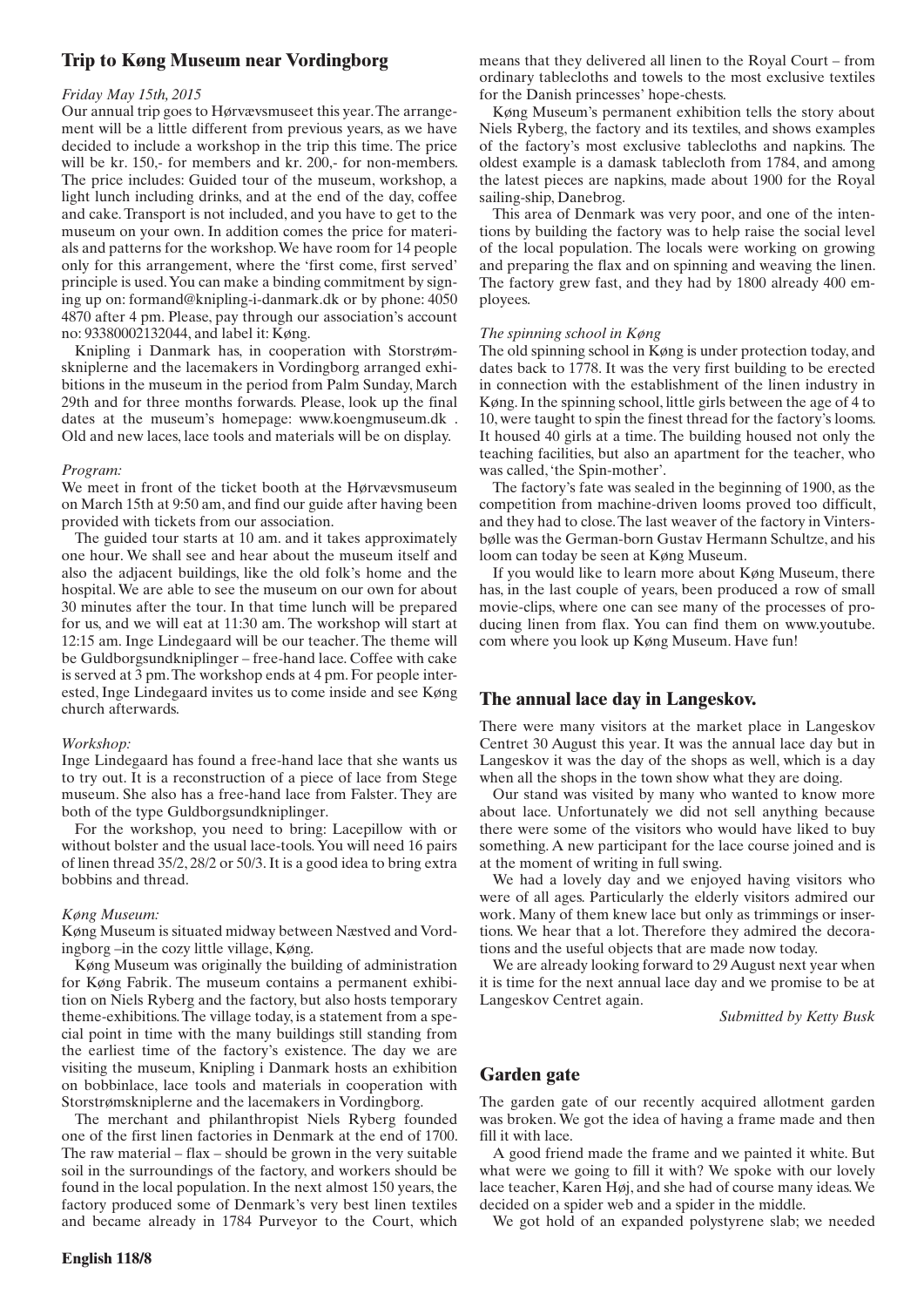## Trip to Køng Museum near Vordingborg

*Friday May 15th, 2015*

Our annual trip goes to Hørvævsmuseet this year. The arrangement will be a little different from previous years, as we have decided to include a workshop in the trip this time. The price will be kr. 150,- for members and kr. 200,- for non-members. The price includes: Guided tour of the museum, workshop, a light lunch including drinks, and at the end of the day, coffee and cake. Transport is not included, and you have to get to the museum on your own. In addition comes the price for materials and patterns for the workshop. We have room for 14 people only for this arrangement, where the 'first come, first served' principle is used. You can make a binding commitment by signing up on: formand@knipling-i-danmark.dk or by phone: 4050 4870 after 4 pm. Please, pay through our association's account no: 93380002132044, and label it: Køng.

Knipling i Danmark has, in cooperation with Storstrømskniplerne and the lacemakers in Vordingborg arranged exhibitions in the museum in the period from Palm Sunday, March 29th and for three months forwards. Please, look up the final dates at the museum's homepage: www.koengmuseum.dk . Old and new laces, lace tools and materials will be on display.

*Program:*

We meet in front of the ticket booth at the Hørvævsmuseum on March 15th at 9:50 am, and find our guide after having been provided with tickets from our association.

The guided tour starts at 10 am. and it takes approximately one hour. We shall see and hear about the museum itself and also the adjacent buildings, like the old folk's home and the hospital. We are able to see the museum on our own for about 30 minutes after the tour. In that time lunch will be prepared for us, and we will eat at 11:30 am. The workshop will start at 12:15 am. Inge Lindegaard will be our teacher. The theme will be Guldborgsundkniplinger – free-hand lace. Coffee with cake is served at 3 pm. The workshop ends at 4 pm. For people interested, Inge Lindegaard invites us to come inside and see Køng church afterwards.

*Workshop:*

Inge Lindegaard has found a free-hand lace that she wants us to try out. It is a reconstruction of a piece of lace from Stege museum. She also has a free-hand lace from Falster. They are both of the type Guldborgsundkniplinger.

For the workshop, you need to bring: Lacepillow with or without bolster and the usual lace-tools. You will need 16 pairs of linen thread 35/2, 28/2 or 50/3. It is a good idea to bring extra bobbins and thread.

*Køng Museum:*

Køng Museum is situated midway between Næstved and Vordingborg –in the cozy little village, Køng.

Køng Museum was originally the building of administration for Køng Fabrik. The museum contains a permanent exhibition on Niels Ryberg and the factory, but also hosts temporary theme-exhibitions. The village today, is a statement from a special point in time with the many buildings still standing from the earliest time of the factory's existence. The day we are visiting the museum, Knipling i Danmark hosts an exhibition on bobbinlace, lace tools and materials in cooperation with Storstrømskniplerne and the lacemakers in Vordingborg.

The merchant and philanthropist Niels Ryberg founded one of the first linen factories in Denmark at the end of 1700. The raw material – flax – should be grown in the very suitable soil in the surroundings of the factory, and workers should be found in the local population. In the next almost 150 years, the factory produced some of Denmark's very best linen textiles and became already in 1784 Purveyor to the Court, which means that they delivered all linen to the Royal Court – from ordinary tablecloths and towels to the most exclusive textiles for the Danish princesses' hope-chests.

Køng Museum's permanent exhibition tells the story about Niels Ryberg, the factory and its textiles, and shows examples of the factory's most exclusive tablecloths and napkins. The oldest example is a damask tablecloth from 1784, and among the latest pieces are napkins, made about 1900 for the Royal sailing-ship, Danebrog.

This area of Denmark was very poor, and one of the intentions by building the factory was to help raise the social level of the local population. The locals were working on growing and preparing the flax and on spinning and weaving the linen. The factory grew fast, and they had by 1800 already 400 employees.

*The spinning school in Køng*

The old spinning school in Køng is under protection today, and dates back to 1778. It was the very first building to be erected in connection with the establishment of the linen industry in Køng. In the spinning school, little girls between the age of 4 to 10, were taught to spin the finest thread for the factory's looms. It housed 40 girls at a time. The building housed not only the teaching facilities, but also an apartment for the teacher, who was called, 'the Spin-mother'.

The factory's fate was sealed in the beginning of 1900, as the competition from machine-driven looms proved too difficult, and they had to close. The last weaver of the factory in Vintersbølle was the German-born Gustav Hermann Schultze, and his loom can today be seen at Køng Museum.

If you would like to learn more about Køng Museum, there has, in the last couple of years, been produced a row of small movie-clips, where one can see many of the processes of producing linen from flax. You can find them on www.youtube.com where you look up Køng Museum. Have fun!

## The annual lace day in Langeskov.

There were many visitors at the market place in Langeskov Centret 30 August this year. It was the annual lace day but in Langeskov it was the day of the shops as well, which is a day when all the shops in the town show what they are doing.

Our stand was visited by many who wanted to know more about lace. Unfortunately we did not sell anything because there were some of the visitors who would have liked to buy something. A new participant for the lace course joined and is at the moment of writing in full swing.

We had a lovely day and we enjoyed having visitors who were of all ages. Particularly the elderly visitors admired our work. Many of them knew lace but only as trimmings or insertions. We hear that a lot. Therefore they admired the decorations and the useful objects that are made now today.

We are already looking forward to 29 August next year when it is time for the next annual lace day and we promise to be at Langeskov Centret again.

*Submitted by Ketty Busk*

## Garden gate

The garden gate of our recently acquired allotment garden was broken. We got the idea of having a frame made and then fill it with lace.

A good friend made the frame and we painted it white. But what were we going to fill it with? We spoke with our lovely lace teacher, Karen Høj, and she had of course many ideas. We decided on a spider web and a spider in the middle.

We got hold of an expanded polystyrene slab; we needed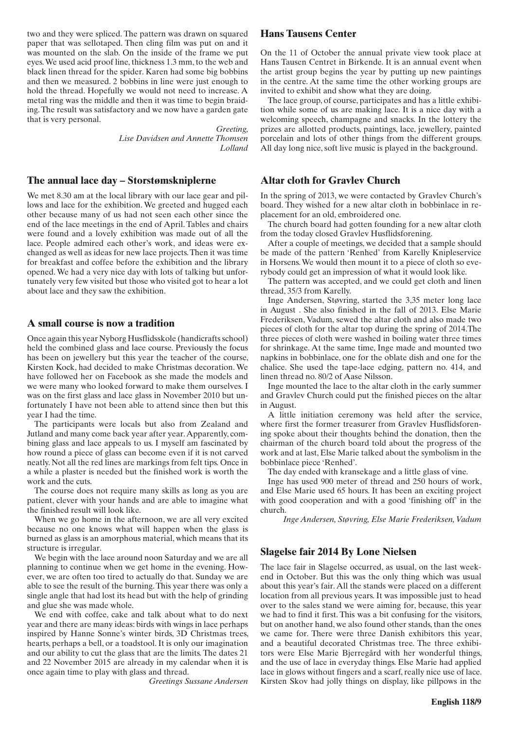two and they were spliced. The pattern was drawn on squared paper that was sellotaped. Then cling film was put on and it was mounted on the slab. On the inside of the frame we put eyes. We used acid proof line, thickness 1.3 mm, to the web and black linen thread for the spider. Karen had some big bobbins and then we measured. 2 bobbins in line were just enough to hold the thread. Hopefully we would not need to increase. A metal ring was the middle and then it was time to begin braiding. The result was satisfactory and we now have a garden gate that is very personal.

*Greeting,*
*Lise Davidsen and Annette Thomsen*
*Lolland*

## The annual lace day – Storstømskniplerne

We met 8.30 am at the local library with our lace gear and pillows and lace for the exhibition. We greeted and hugged each other because many of us had not seen each other since the end of the lace meetings in the end of April. Tables and chairs were found and a lovely exhibition was made out of all the lace. People admired each other's work, and ideas were exchanged as well as ideas for new lace projects. Then it was time for breakfast and coffee before the exhibition and the library opened. We had a very nice day with lots of talking but unfortunately very few visited but those who visited got to hear a lot about lace and they saw the exhibition.

## A small course is now a tradition

Once again this year Nyborg Husflidsskole (handicrafts school) held the combined glass and lace course. Previously the focus has been on jewellery but this year the teacher of the course, Kirsten Kock, had decided to make Christmas decoration. We have followed her on Facebook as she made the models and we were many who looked forward to make them ourselves. I was on the first glass and lace glass in November 2010 but unfortunately I have not been able to attend since then but this year I had the time.

The participants were locals but also from Zealand and Jutland and many come back year after year. Apparently, combining glass and lace appeals to us. I myself am fascinated by how round a piece of glass can become even if it is not carved neatly. Not all the red lines are markings from felt tips. Once in a while a plaster is needed but the finished work is worth the work and the cuts.

The course does not require many skills as long as you are patient, clever with your hands and are able to imagine what the finished result will look like.

When we go home in the afternoon, we are all very excited because no one knows what will happen when the glass is burned as glass is an amorphous material, which means that its structure is irregular.

We begin with the lace around noon Saturday and we are all planning to continue when we get home in the evening. However, we are often too tired to actually do that. Sunday we are able to see the result of the burning. This year there was only a single angle that had lost its head but with the help of grinding and glue she was made whole.

We end with coffee, cake and talk about what to do next year and there are many ideas: birds with wings in lace perhaps inspired by Hanne Sonne's winter birds, 3D Christmas trees, hearts, perhaps a bell, or a toadstool. It is only our imagination and our ability to cut the glass that are the limits. The dates 21 and 22 November 2015 are already in my calendar when it is once again time to play with glass and thread.

*Greetings Sussane Andersen*

## Hans Tausens Center

On the 11 of October the annual private view took place at Hans Tausen Centret in Birkende. It is an annual event when the artist group begins the year by putting up new paintings in the centre. At the same time the other working groups are invited to exhibit and show what they are doing.

The lace group, of course, participates and has a little exhibition while some of us are making lace. It is a nice day with a welcoming speech, champagne and snacks. In the lottery the prizes are allotted products, paintings, lace, jewellery, painted porcelain and lots of other things from the different groups. All day long nice, soft live music is played in the background.

## Altar cloth for Gravlev Church

In the spring of 2013, we were contacted by Gravlev Church's board. They wished for a new altar cloth in bobbinlace in replacement for an old, embroidered one.

The church board had gotten founding for a new altar cloth from the today closed Gravlev Husflidsforening.

After a couple of meetings, we decided that a sample should be made of the pattern 'Renhed' from Karelly Knipleservice in Horsens. We would then mount it to a piece of cloth so everybody could get an impression of what it would look like.

The pattern was accepted, and we could get cloth and linen thread, 35/3 from Karelly.

Inge Andersen, Støvring, started the 3,35 meter long lace in August . She also finished in the fall of 2013. Else Marie Frederiksen, Vadum, sewed the altar cloth and also made two pieces of cloth for the altar top during the spring of 2014.The three pieces of cloth were washed in boiling water three times for shrinkage. At the same time, Inge made and mounted two napkins in bobbinlace, one for the oblate dish and one for the chalice. She used the tape-lace edging, pattern no. 414, and linen thread no. 80/2 of Aase Nilsson.

Inge mounted the lace to the altar cloth in the early summer and Gravlev Church could put the finished pieces on the altar in August.

A little initiation ceremony was held after the service, where first the former treasurer from Gravlev Husflidsforening spoke about their thoughts behind the donation, then the chairman of the church board told about the progress of the work and at last, Else Marie talked about the symbolism in the bobbinlace piece 'Renhed'.

The day ended with kransekage and a little glass of vine.

Inge has used 900 meter of thread and 250 hours of work, and Else Marie used 65 hours. It has been an exciting project with good cooperation and with a good 'finishing off' in the church.

*Inge Andersen, Støvring, Else Marie Frederiksen, Vadum*

## Slagelse fair 2014 By Lone Nielsen

The lace fair in Slagelse occurred, as usual, on the last weekend in October. But this was the only thing which was usual about this year's fair. All the stands were placed on a different location from all previous years. It was impossible just to head over to the sales stand we were aiming for, because, this year we had to find it first. This was a bit confusing for the visitors, but on another hand, we also found other stands, than the ones we came for. There were three Danish exhibitors this year, and a beautiful decorated Christmas tree. The three exhibitors were Else Marie Bjerregård with her wonderful things, and the use of lace in everyday things. Else Marie had applied lace in glows without fingers and a scarf, really nice use of lace. Kirsten Skov had jolly things on display, like pillpows in the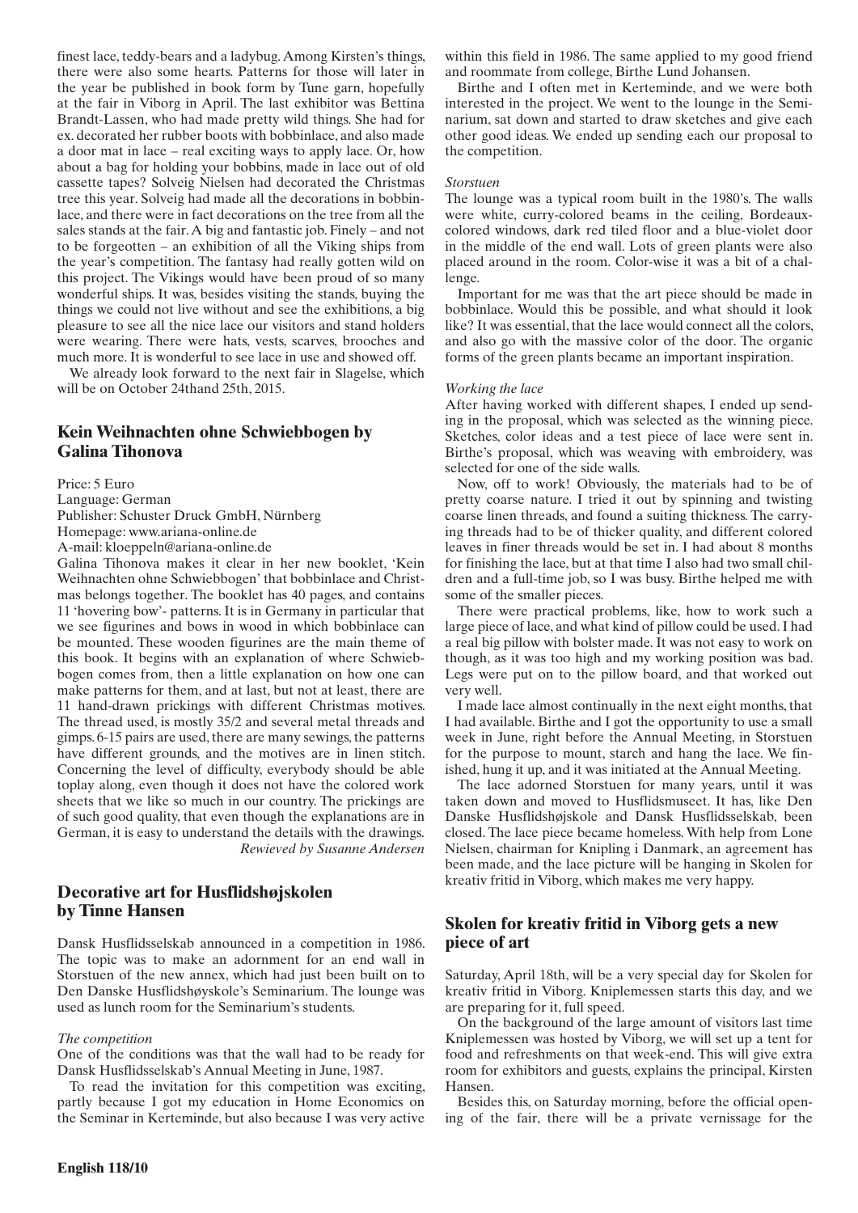finest lace, teddy-bears and a ladybug. Among Kirsten's things, there were also some hearts. Patterns for those will later in the year be published in book form by Tune garn, hopefully at the fair in Viborg in April. The last exhibitor was Bettina Brandt-Lassen, who had made pretty wild things. She had for ex. decorated her rubber boots with bobbinlace, and also made a door mat in lace – real exciting ways to apply lace. Or, how about a bag for holding your bobbins, made in lace out of old cassette tapes? Solveig Nielsen had decorated the Christmas tree this year. Solveig had made all the decorations in bobbinlace, and there were in fact decorations on the tree from all the sales stands at the fair. A big and fantastic job. Finely – and not to be forgotten – an exhibition of all the Viking ships from the year's competition. The fantasy had really gotten wild on this project. The Vikings would have been proud of so many wonderful ships. It was, besides visiting the stands, buying the things we could not live without and see the exhibitions, a big pleasure to see all the nice lace our visitors and stand holders were wearing. There were hats, vests, scarves, brooches and much more. It is wonderful to see lace in use and showed off.

We already look forward to the next fair in Slagelse, which will be on October 24thand 25th, 2015.

## Kein Weihnachten ohne Schwiebbogen by Galina Tihonova

Price: 5 Euro
Language: German
Publisher: Schuster Druck GmbH, Nürnberg
Homepage: www.ariana-online.de
A-mail: kloeppeln@ariana-online.de

Galina Tihonova makes it clear in her new booklet, 'Kein Weihnachten ohne Schwiebbogen' that bobbinlace and Christmas belongs together. The booklet has 40 pages, and contains 11 'hovering bow'- patterns. It is in Germany in particular that we see figurines and bows in wood in which bobbinlace can be mounted. These wooden figurines are the main theme of this book. It begins with an explanation of where Schwiebbogen comes from, then a little explanation on how one can make patterns for them, and at last, but not at least, there are 11 hand-drawn prickings with different Christmas motives. The thread used, is mostly 35/2 and several metal threads and gimps. 6-15 pairs are used, there are many sewings, the patterns have different grounds, and the motives are in linen stitch. Concerning the level of difficulty, everybody should be able toplay along, even though it does not have the colored work sheets that we like so much in our country. The prickings are of such good quality, that even though the explanations are in German, it is easy to understand the details with the drawings.

*Rewieved by Susanne Andersen*

## Decorative art for Husflidshøjskolen by Tinne Hansen

Dansk Husflidsselskab announced in a competition in 1986. The topic was to make an adornment for an end wall in Storstuen of the new annex, which had just been built on to Den Danske Husflidshøyskole's Seminarium. The lounge was used as lunch room for the Seminarium's students.

*The competition*

One of the conditions was that the wall had to be ready for Dansk Husflidsselskab's Annual Meeting in June, 1987.

To read the invitation for this competition was exciting, partly because I got my education in Home Economics on the Seminar in Kerteminde, but also because I was very active within this field in 1986. The same applied to my good friend and roommate from college, Birthe Lund Johansen.

Birthe and I often met in Kerteminde, and we were both interested in the project. We went to the lounge in the Seminarium, sat down and started to draw sketches and give each other good ideas. We ended up sending each our proposal to the competition.

*Storstuen*

The lounge was a typical room built in the 1980's. The walls were white, curry-colored beams in the ceiling, Bordeaux-colored windows, dark red tiled floor and a blue-violet door in the middle of the end wall. Lots of green plants were also placed around in the room. Color-wise it was a bit of a challenge.

Important for me was that the art piece should be made in bobbinlace. Would this be possible, and what should it look like? It was essential, that the lace would connect all the colors, and also go with the massive color of the door. The organic forms of the green plants became an important inspiration.

*Working the lace*

After having worked with different shapes, I ended up sending in the proposal, which was selected as the winning piece. Sketches, color ideas and a test piece of lace were sent in. Birthe's proposal, which was weaving with embroidery, was selected for one of the side walls.

Now, off to work! Obviously, the materials had to be of pretty coarse nature. I tried it out by spinning and twisting coarse linen threads, and found a suiting thickness. The carrying threads had to be of thicker quality, and different colored leaves in finer threads would be set in. I had about 8 months for finishing the lace, but at that time I also had two small children and a full-time job, so I was busy. Birthe helped me with some of the smaller pieces.

There were practical problems, like, how to work such a large piece of lace, and what kind of pillow could be used. I had a real big pillow with bolster made. It was not easy to work on though, as it was too high and my working position was bad. Legs were put on to the pillow board, and that worked out very well.

I made lace almost continually in the next eight months, that I had available. Birthe and I got the opportunity to use a small week in June, right before the Annual Meeting, in Storstuen for the purpose to mount, starch and hang the lace. We finished, hung it up, and it was initiated at the Annual Meeting.

The lace adorned Storstuen for many years, until it was taken down and moved to Husflidsmuseet. It has, like Den Danske Husflidshøjskole and Dansk Husflidsselskab, been closed. The lace piece became homeless. With help from Lone Nielsen, chairman for Knipling i Danmark, an agreement has been made, and the lace picture will be hanging in Skolen for kreativ fritid in Viborg, which makes me very happy.

## Skolen for kreativ fritid in Viborg gets a new piece of art

Saturday, April 18th, will be a very special day for Skolen for kreativ fritid in Viborg. Kniplemessen starts this day, and we are preparing for it, full speed.

On the background of the large amount of visitors last time Kniplemessen was hosted by Viborg, we will set up a tent for food and refreshments on that week-end. This will give extra room for exhibitors and guests, explains the principal, Kirsten Hansen.

Besides this, on Saturday morning, before the official opening of the fair, there will be a private vernissage for the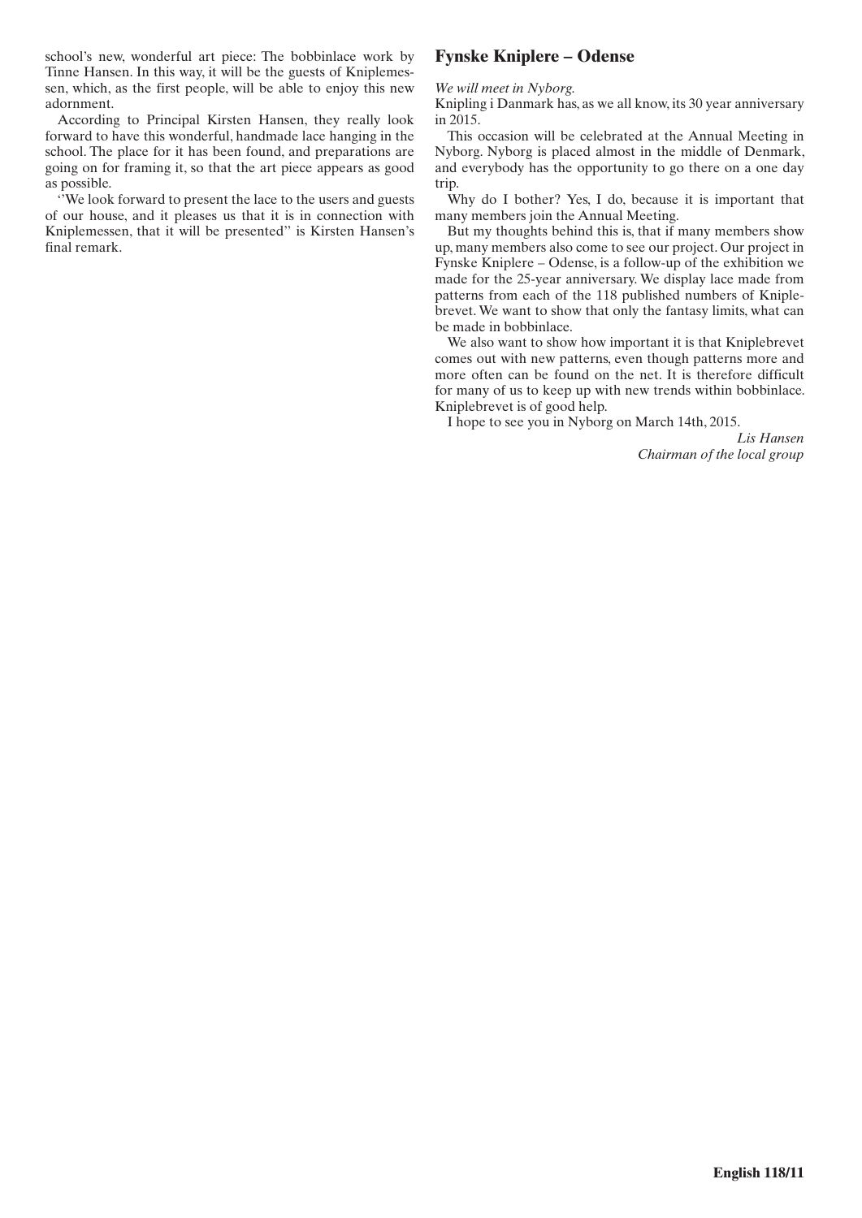school's new, wonderful art piece: The bobbinlace work by Tinne Hansen. In this way, it will be the guests of Kniplemessen, which, as the first people, will be able to enjoy this new adornment.

According to Principal Kirsten Hansen, they really look forward to have this wonderful, handmade lace hanging in the school. The place for it has been found, and preparations are going on for framing it, so that the art piece appears as good as possible.

''We look forward to present the lace to the users and guests of our house, and it pleases us that it is in connection with Kniplemessen, that it will be presented'' is Kirsten Hansen's final remark.

## Fynske Kniplere – Odense

*We will meet in Nyborg.*

Knipling i Danmark has, as we all know, its 30 year anniversary in 2015.

This occasion will be celebrated at the Annual Meeting in Nyborg. Nyborg is placed almost in the middle of Denmark, and everybody has the opportunity to go there on a one day trip.

Why do I bother? Yes, I do, because it is important that many members join the Annual Meeting.

But my thoughts behind this is, that if many members show up, many members also come to see our project. Our project in Fynske Kniplere – Odense, is a follow-up of the exhibition we made for the 25-year anniversary. We display lace made from patterns from each of the 118 published numbers of Kniplebrevet. We want to show that only the fantasy limits, what can be made in bobbinlace.

We also want to show how important it is that Kniplebrevet comes out with new patterns, even though patterns more and more often can be found on the net. It is therefore difficult for many of us to keep up with new trends within bobbinlace. Kniplebrevet is of good help.

I hope to see you in Nyborg on March 14th, 2015.

*Lis Hansen*
*Chairman of the local group*